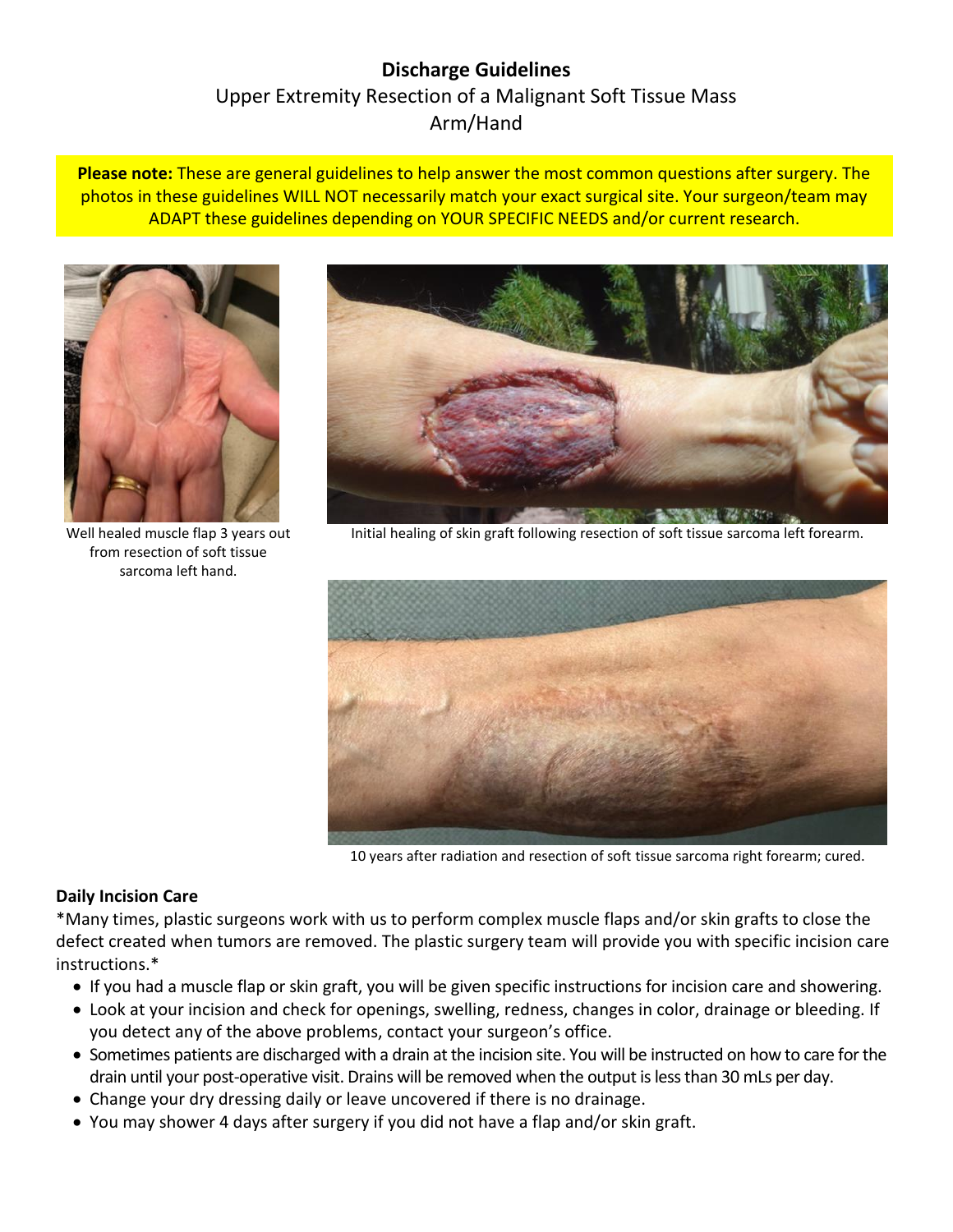# Discharge Guidelines

Upper Extremity Resection of a Malignant Soft Tissue Mass

Arm/Hand

**Please note:** These are general guidelines to help answer the most common questions after surgery. The photos in these guidelines WILL NOT necessarily match your exact surgical site. Your surgeon/team may ADAPT these guidelines depending on YOUR SPECIFIC NEEDS and/or current research.

Well healed muscle flap 3 years out from resection of soft tissue sarcoma left hand.

Initial healing of skin graft following resection of soft tissue sarcoma left forearm.

10 years after radiation and resection of soft tissue sarcoma right forearm; cured.

## Daily Incision Care

*Many times, plastic surgeons work with us to perform complex muscle flaps and/or skin grafts to close the defect created when tumors are removed. The plastic surgery team will provide you with specific incision care instructions.*

- If you had a muscle flap or skin graft, you will be given specific instructions for incision care and showering.
- Look at your incision and check for openings, swelling, redness, changes in color, drainage or bleeding. If you detect any of the above problems, contact your surgeon's office.
- Sometimes patients are discharged with a drain at the incision site. You will be instructed on how to care for the drain until your post-operative visit. Drains will be removed when the output is less than 30 mLs per day.
- Change your dry dressing daily or leave uncovered if there is no drainage.
- You may shower 4 days after surgery if you did not have a flap and/or skin graft.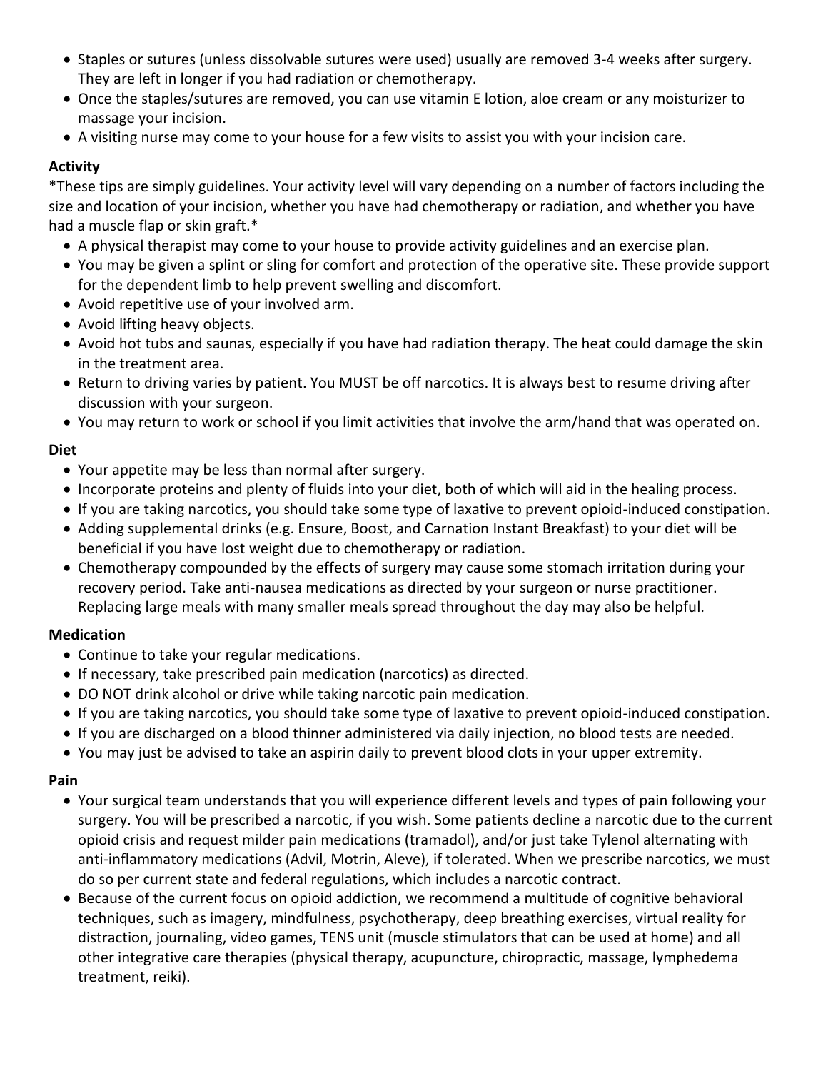- Staples or sutures (unless dissolvable sutures were used) usually are removed 3-4 weeks after surgery. They are left in longer if you had radiation or chemotherapy.
- Once the staples/sutures are removed, you can use vitamin E lotion, aloe cream or any moisturizer to massage your incision.
- A visiting nurse may come to your house for a few visits to assist you with your incision care.

**Activity**

*These tips are simply guidelines. Your activity level will vary depending on a number of factors including the size and location of your incision, whether you have had chemotherapy or radiation, and whether you have had a muscle flap or skin graft.*

- A physical therapist may come to your house to provide activity guidelines and an exercise plan.
- You may be given a splint or sling for comfort and protection of the operative site. These provide support for the dependent limb to help prevent swelling and discomfort.
- Avoid repetitive use of your involved arm.
- Avoid lifting heavy objects.
- Avoid hot tubs and saunas, especially if you have had radiation therapy. The heat could damage the skin in the treatment area.
- Return to driving varies by patient. You MUST be off narcotics. It is always best to resume driving after discussion with your surgeon.
- You may return to work or school if you limit activities that involve the arm/hand that was operated on.

**Diet**

- Your appetite may be less than normal after surgery.
- Incorporate proteins and plenty of fluids into your diet, both of which will aid in the healing process.
- If you are taking narcotics, you should take some type of laxative to prevent opioid-induced constipation.
- Adding supplemental drinks (e.g. Ensure, Boost, and Carnation Instant Breakfast) to your diet will be beneficial if you have lost weight due to chemotherapy or radiation.
- Chemotherapy compounded by the effects of surgery may cause some stomach irritation during your recovery period. Take anti-nausea medications as directed by your surgeon or nurse practitioner. Replacing large meals with many smaller meals spread throughout the day may also be helpful.

**Medication**

- Continue to take your regular medications.
- If necessary, take prescribed pain medication (narcotics) as directed.
- DO NOT drink alcohol or drive while taking narcotic pain medication.
- If you are taking narcotics, you should take some type of laxative to prevent opioid-induced constipation.
- If you are discharged on a blood thinner administered via daily injection, no blood tests are needed.
- You may just be advised to take an aspirin daily to prevent blood clots in your upper extremity.

**Pain**

- Your surgical team understands that you will experience different levels and types of pain following your surgery. You will be prescribed a narcotic, if you wish. Some patients decline a narcotic due to the current opioid crisis and request milder pain medications (tramadol), and/or just take Tylenol alternating with anti-inflammatory medications (Advil, Motrin, Aleve), if tolerated. When we prescribe narcotics, we must do so per current state and federal regulations, which includes a narcotic contract.
- Because of the current focus on opioid addiction, we recommend a multitude of cognitive behavioral techniques, such as imagery, mindfulness, psychotherapy, deep breathing exercises, virtual reality for distraction, journaling, video games, TENS unit (muscle stimulators that can be used at home) and all other integrative care therapies (physical therapy, acupuncture, chiropractic, massage, lymphedema treatment, reiki).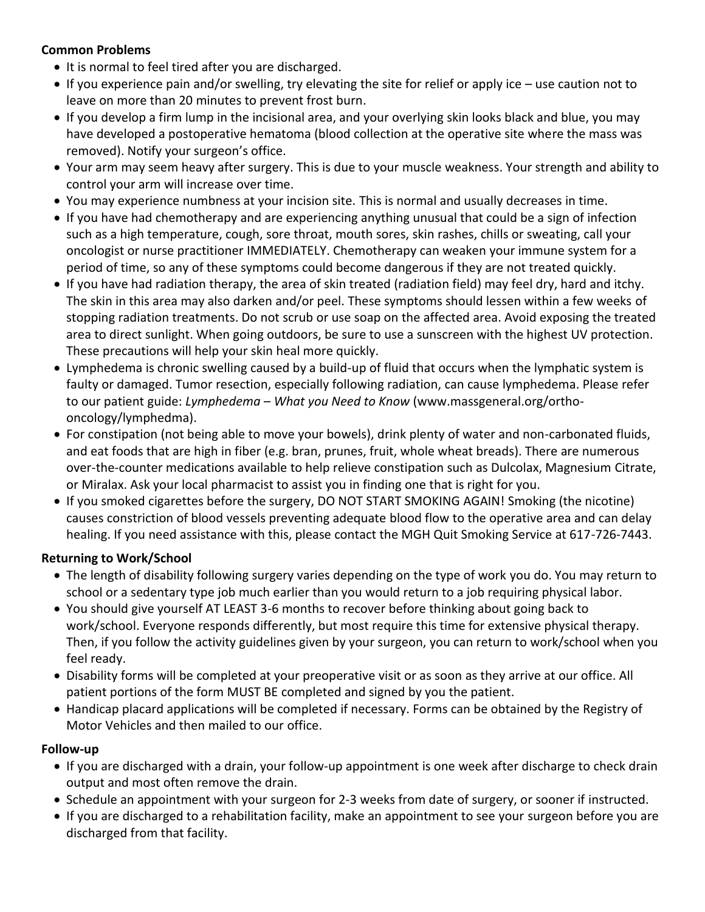**Common Problems**

- It is normal to feel tired after you are discharged.
- If you experience pain and/or swelling, try elevating the site for relief or apply ice – use caution not to leave on more than 20 minutes to prevent frost burn.
- If you develop a firm lump in the incisional area, and your overlying skin looks black and blue, you may have developed a postoperative hematoma (blood collection at the operative site where the mass was removed). Notify your surgeon's office.
- Your arm may seem heavy after surgery. This is due to your muscle weakness. Your strength and ability to control your arm will increase over time.
- You may experience numbness at your incision site. This is normal and usually decreases in time.
- If you have had chemotherapy and are experiencing anything unusual that could be a sign of infection such as a high temperature, cough, sore throat, mouth sores, skin rashes, chills or sweating, call your oncologist or nurse practitioner IMMEDIATELY. Chemotherapy can weaken your immune system for a period of time, so any of these symptoms could become dangerous if they are not treated quickly.
- If you have had radiation therapy, the area of skin treated (radiation field) may feel dry, hard and itchy. The skin in this area may also darken and/or peel. These symptoms should lessen within a few weeks of stopping radiation treatments. Do not scrub or use soap on the affected area. Avoid exposing the treated area to direct sunlight. When going outdoors, be sure to use a sunscreen with the highest UV protection. These precautions will help your skin heal more quickly.
- Lymphedema is chronic swelling caused by a build-up of fluid that occurs when the lymphatic system is faulty or damaged. Tumor resection, especially following radiation, can cause lymphedema. Please refer to our patient guide: *Lymphedema – What you Need to Know* (www.massgeneral.org/ortho-oncology/lymphedma).
- For constipation (not being able to move your bowels), drink plenty of water and non-carbonated fluids, and eat foods that are high in fiber (e.g. bran, prunes, fruit, whole wheat breads). There are numerous over-the-counter medications available to help relieve constipation such as Dulcolax, Magnesium Citrate, or Miralax. Ask your local pharmacist to assist you in finding one that is right for you.
- If you smoked cigarettes before the surgery, DO NOT START SMOKING AGAIN! Smoking (the nicotine) causes constriction of blood vessels preventing adequate blood flow to the operative area and can delay healing. If you need assistance with this, please contact the MGH Quit Smoking Service at 617-726-7443.

**Returning to Work/School**

- The length of disability following surgery varies depending on the type of work you do. You may return to school or a sedentary type job much earlier than you would return to a job requiring physical labor.
- You should give yourself AT LEAST 3-6 months to recover before thinking about going back to work/school. Everyone responds differently, but most require this time for extensive physical therapy. Then, if you follow the activity guidelines given by your surgeon, you can return to work/school when you feel ready.
- Disability forms will be completed at your preoperative visit or as soon as they arrive at our office. All patient portions of the form MUST BE completed and signed by you the patient.
- Handicap placard applications will be completed if necessary. Forms can be obtained by the Registry of Motor Vehicles and then mailed to our office.

**Follow-up**

- If you are discharged with a drain, your follow-up appointment is one week after discharge to check drain output and most often remove the drain.
- Schedule an appointment with your surgeon for 2-3 weeks from date of surgery, or sooner if instructed.
- If you are discharged to a rehabilitation facility, make an appointment to see your surgeon before you are discharged from that facility.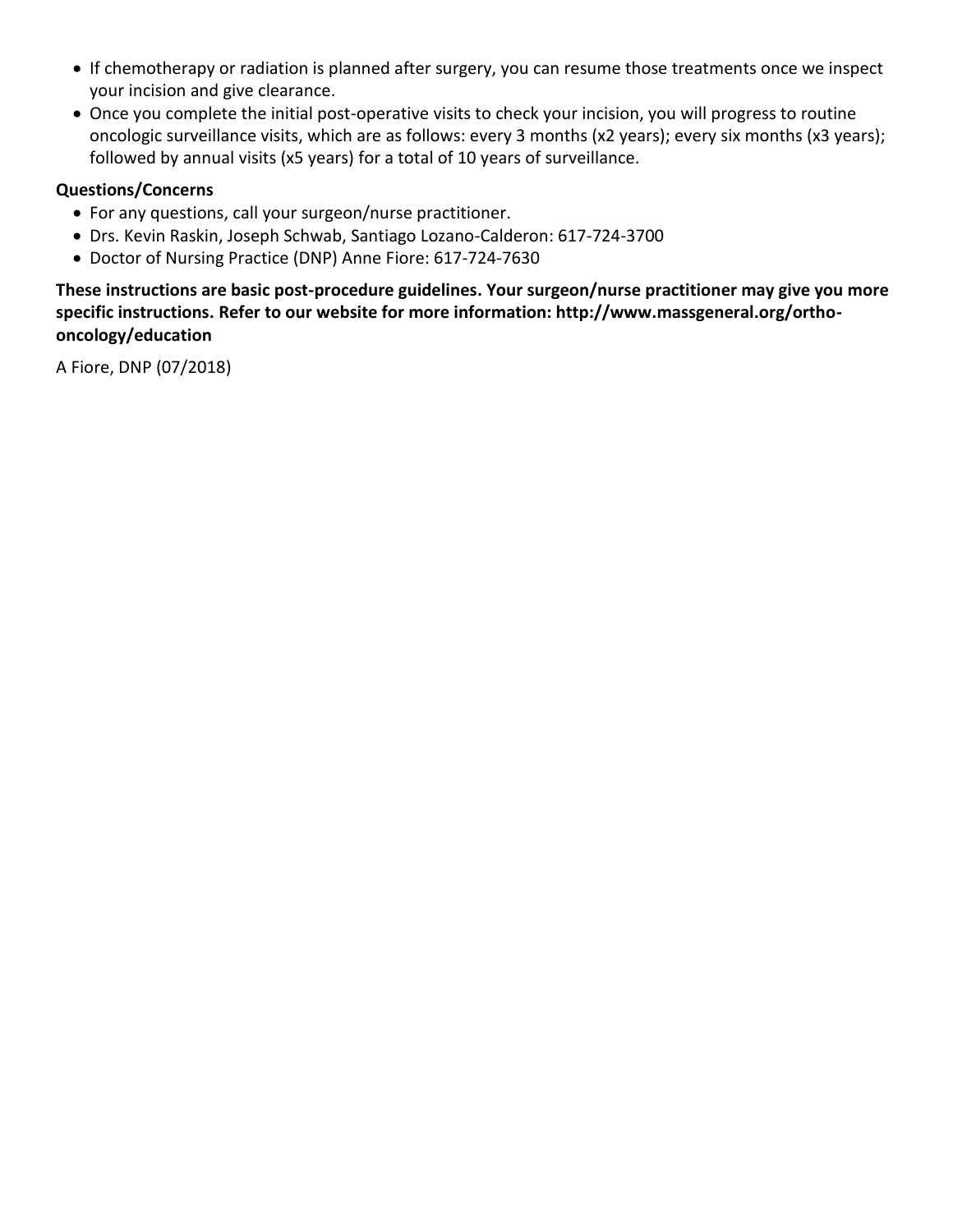- If chemotherapy or radiation is planned after surgery, you can resume those treatments once we inspect your incision and give clearance.
- Once you complete the initial post-operative visits to check your incision, you will progress to routine oncologic surveillance visits, which are as follows: every 3 months (x2 years); every six months (x3 years); followed by annual visits (x5 years) for a total of 10 years of surveillance.

**Questions/Concerns**

- For any questions, call your surgeon/nurse practitioner.
- Drs. Kevin Raskin, Joseph Schwab, Santiago Lozano-Calderon: 617-724-3700
- Doctor of Nursing Practice (DNP) Anne Fiore: 617-724-7630

**These instructions are basic post-procedure guidelines. Your surgeon/nurse practitioner may give you more specific instructions. Refer to our website for more information: http://www.massgeneral.org/ortho-oncology/education**

A Fiore, DNP (07/2018)